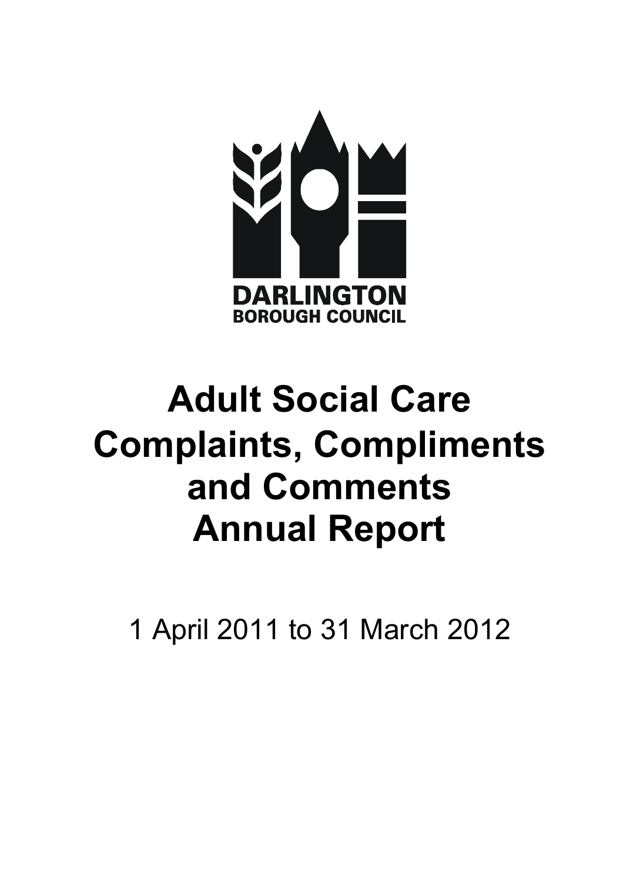DARLINGTON
BOROUGH COUNCIL

# Adult Social Care Complaints, Compliments and Comments Annual Report

1 April 2011 to 31 March 2012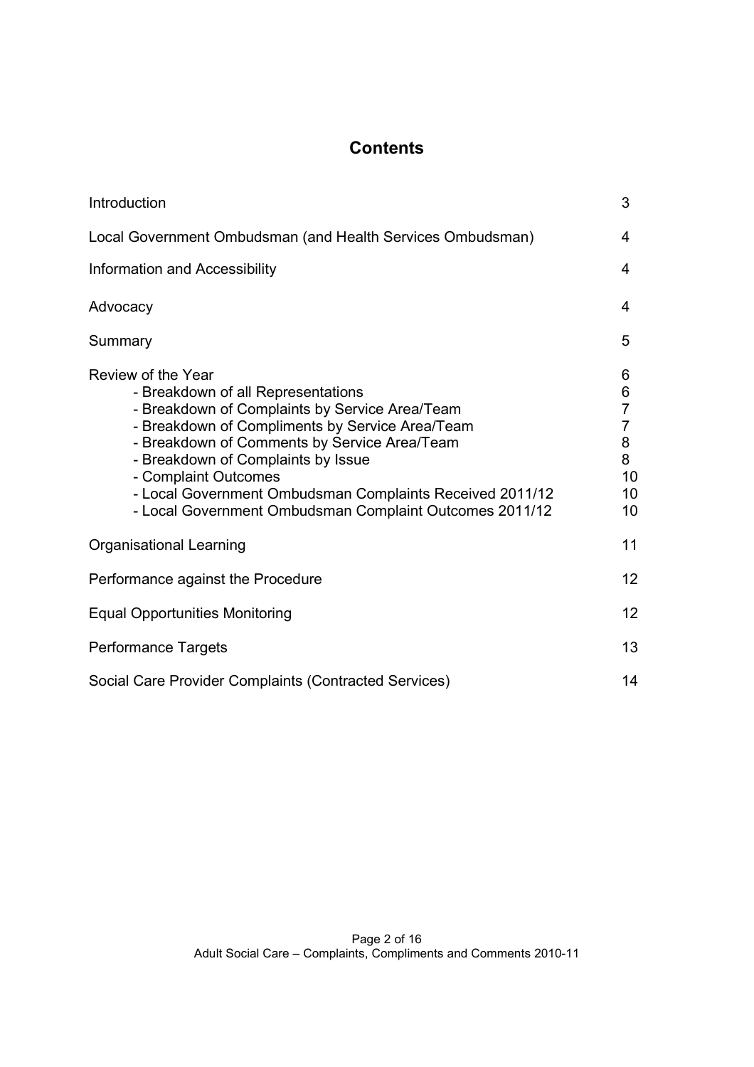# Contents

| | |
|---|---|
| Introduction | 3 |
| Local Government Ombudsman (and Health Services Ombudsman) | 4 |
| Information and Accessibility | 4 |
| Advocacy | 4 |
| Summary | 5 |
| Review of the Year | 6 |
| - Breakdown of all Representations | 6 |
| - Breakdown of Complaints by Service Area/Team | 7 |
| - Breakdown of Compliments by Service Area/Team | 7 |
| - Breakdown of Comments by Service Area/Team | 8 |
| - Breakdown of Complaints by Issue | 8 |
| - Complaint Outcomes | 10 |
| - Local Government Ombudsman Complaints Received 2011/12 | 10 |
| - Local Government Ombudsman Complaint Outcomes 2011/12 | 10 |
| Organisational Learning | 11 |
| Performance against the Procedure | 12 |
| Equal Opportunities Monitoring | 12 |
| Performance Targets | 13 |
| Social Care Provider Complaints (Contracted Services) | 14 |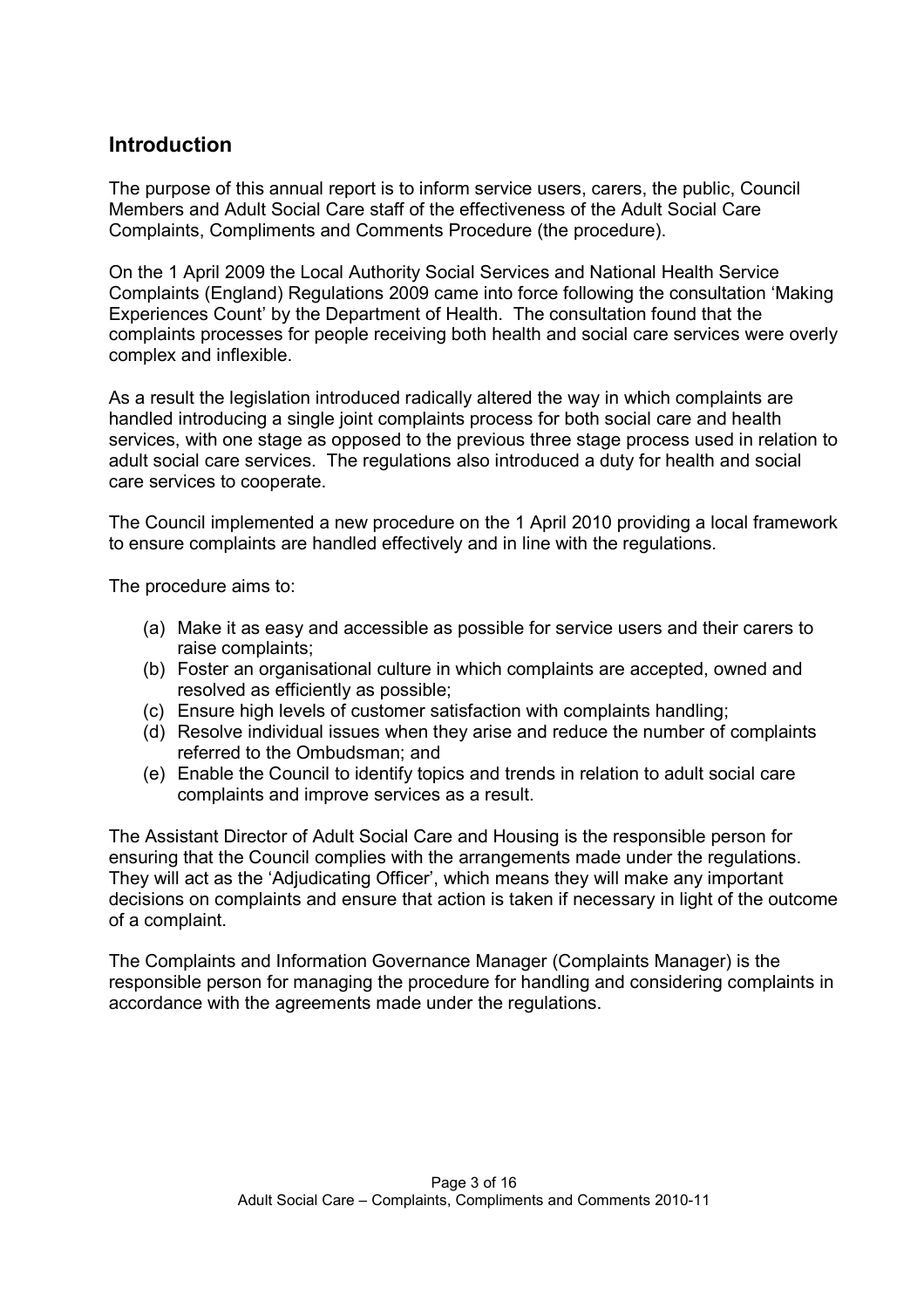## Introduction

The purpose of this annual report is to inform service users, carers, the public, Council Members and Adult Social Care staff of the effectiveness of the Adult Social Care Complaints, Compliments and Comments Procedure (the procedure).

On the 1 April 2009 the Local Authority Social Services and National Health Service Complaints (England) Regulations 2009 came into force following the consultation 'Making Experiences Count' by the Department of Health. The consultation found that the complaints processes for people receiving both health and social care services were overly complex and inflexible.

As a result the legislation introduced radically altered the way in which complaints are handled introducing a single joint complaints process for both social care and health services, with one stage as opposed to the previous three stage process used in relation to adult social care services. The regulations also introduced a duty for health and social care services to cooperate.

The Council implemented a new procedure on the 1 April 2010 providing a local framework to ensure complaints are handled effectively and in line with the regulations.

The procedure aims to:

(a) Make it as easy and accessible as possible for service users and their carers to raise complaints;
(b) Foster an organisational culture in which complaints are accepted, owned and resolved as efficiently as possible;
(c) Ensure high levels of customer satisfaction with complaints handling;
(d) Resolve individual issues when they arise and reduce the number of complaints referred to the Ombudsman; and
(e) Enable the Council to identify topics and trends in relation to adult social care complaints and improve services as a result.

The Assistant Director of Adult Social Care and Housing is the responsible person for ensuring that the Council complies with the arrangements made under the regulations. They will act as the 'Adjudicating Officer', which means they will make any important decisions on complaints and ensure that action is taken if necessary in light of the outcome of a complaint.

The Complaints and Information Governance Manager (Complaints Manager) is the responsible person for managing the procedure for handling and considering complaints in accordance with the agreements made under the regulations.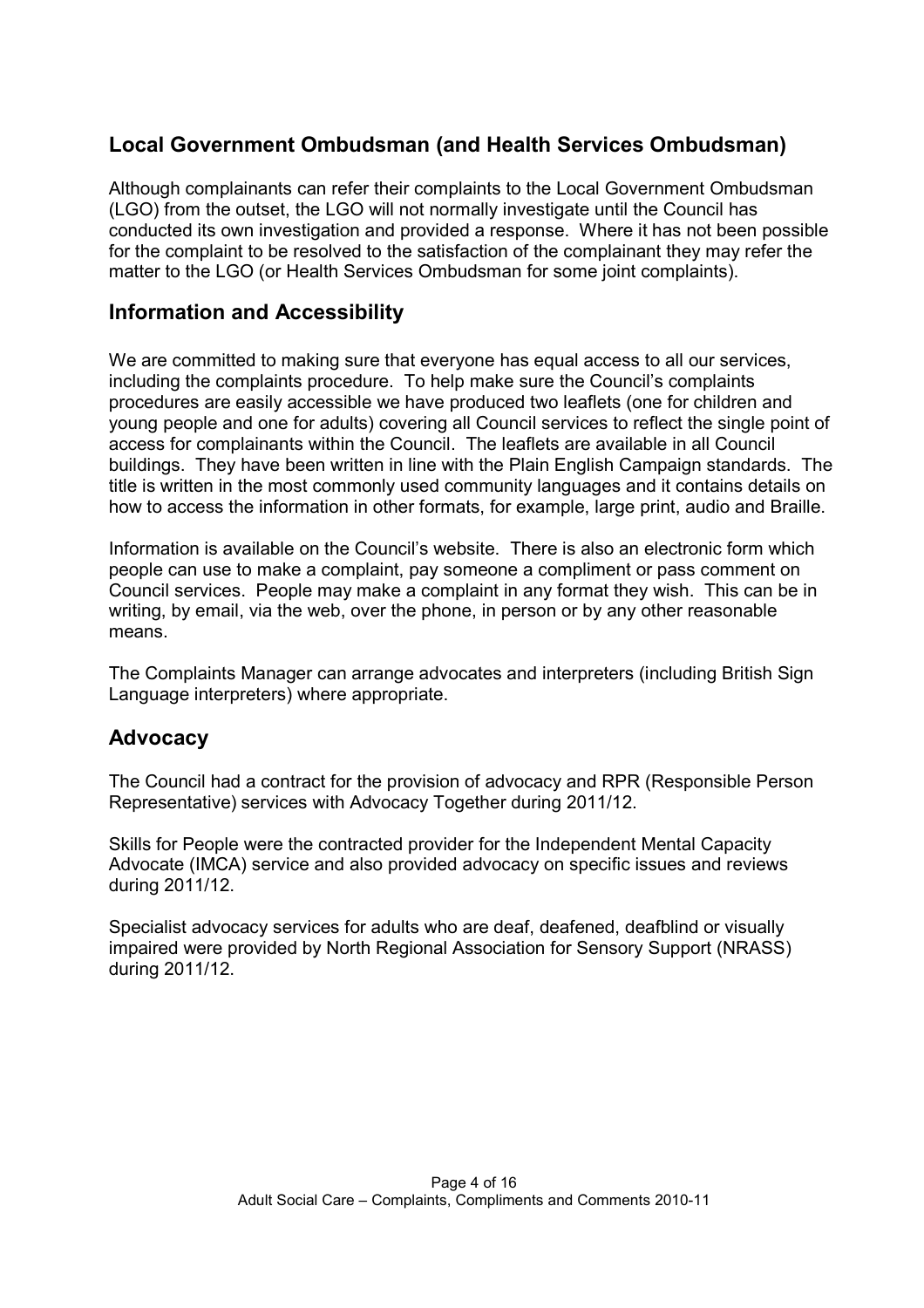## Local Government Ombudsman (and Health Services Ombudsman)

Although complainants can refer their complaints to the Local Government Ombudsman (LGO) from the outset, the LGO will not normally investigate until the Council has conducted its own investigation and provided a response. Where it has not been possible for the complaint to be resolved to the satisfaction of the complainant they may refer the matter to the LGO (or Health Services Ombudsman for some joint complaints).

## Information and Accessibility

We are committed to making sure that everyone has equal access to all our services, including the complaints procedure. To help make sure the Council's complaints procedures are easily accessible we have produced two leaflets (one for children and young people and one for adults) covering all Council services to reflect the single point of access for complainants within the Council. The leaflets are available in all Council buildings. They have been written in line with the Plain English Campaign standards. The title is written in the most commonly used community languages and it contains details on how to access the information in other formats, for example, large print, audio and Braille.

Information is available on the Council's website. There is also an electronic form which people can use to make a complaint, pay someone a compliment or pass comment on Council services. People may make a complaint in any format they wish. This can be in writing, by email, via the web, over the phone, in person or by any other reasonable means.

The Complaints Manager can arrange advocates and interpreters (including British Sign Language interpreters) where appropriate.

## Advocacy

The Council had a contract for the provision of advocacy and RPR (Responsible Person Representative) services with Advocacy Together during 2011/12.

Skills for People were the contracted provider for the Independent Mental Capacity Advocate (IMCA) service and also provided advocacy on specific issues and reviews during 2011/12.

Specialist advocacy services for adults who are deaf, deafened, deafblind or visually impaired were provided by North Regional Association for Sensory Support (NRASS) during 2011/12.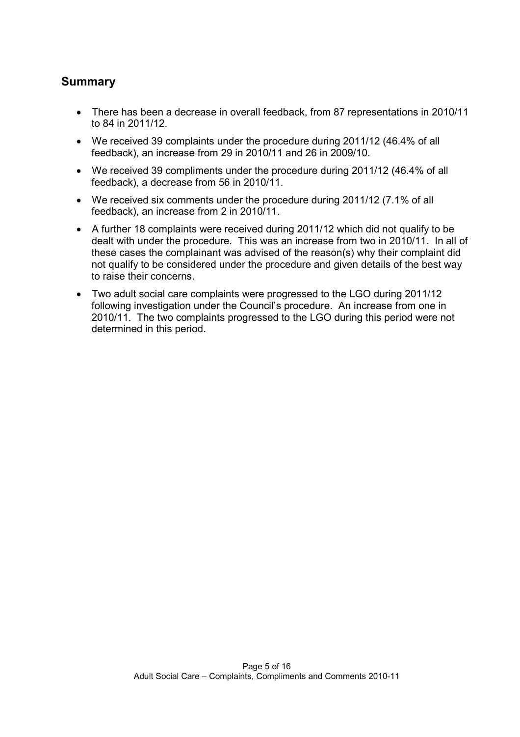## Summary

- There has been a decrease in overall feedback, from 87 representations in 2010/11 to 84 in 2011/12.
- We received 39 complaints under the procedure during 2011/12 (46.4% of all feedback), an increase from 29 in 2010/11 and 26 in 2009/10.
- We received 39 compliments under the procedure during 2011/12 (46.4% of all feedback), a decrease from 56 in 2010/11.
- We received six comments under the procedure during 2011/12 (7.1% of all feedback), an increase from 2 in 2010/11.
- A further 18 complaints were received during 2011/12 which did not qualify to be dealt with under the procedure. This was an increase from two in 2010/11. In all of these cases the complainant was advised of the reason(s) why their complaint did not qualify to be considered under the procedure and given details of the best way to raise their concerns.
- Two adult social care complaints were progressed to the LGO during 2011/12 following investigation under the Council's procedure. An increase from one in 2010/11. The two complaints progressed to the LGO during this period were not determined in this period.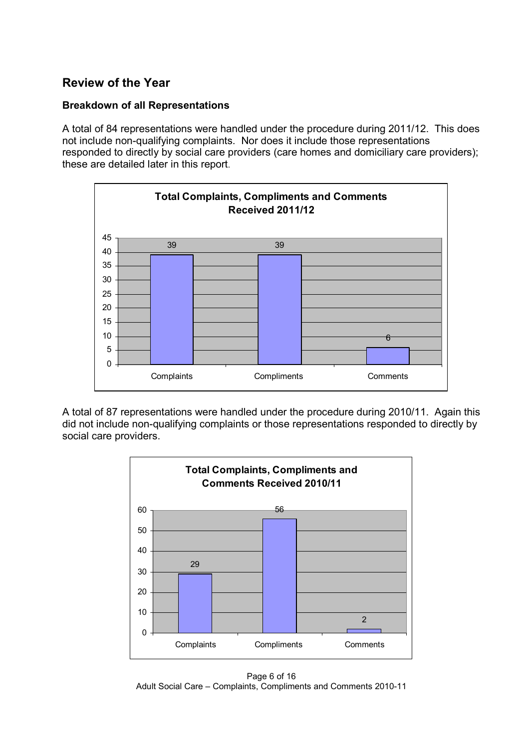## Review of the Year

### Breakdown of all Representations

A total of 84 representations were handled under the procedure during 2011/12. This does not include non-qualifying complaints. Nor does it include those representations responded to directly by social care providers (care homes and domiciliary care providers); these are detailed later in this report.

**Total Complaints, Compliments and Comments Received 2011/12**

| Category | Number |
|---|---|
| Complaints | 39 |
| Compliments | 39 |
| Comments | 6 |

A total of 87 representations were handled under the procedure during 2010/11. Again this did not include non-qualifying complaints or those representations responded to directly by social care providers.

**Total Complaints, Compliments and Comments Received 2010/11**

| Category | Number |
|---|---|
| Complaints | 29 |
| Compliments | 56 |
| Comments | 2 |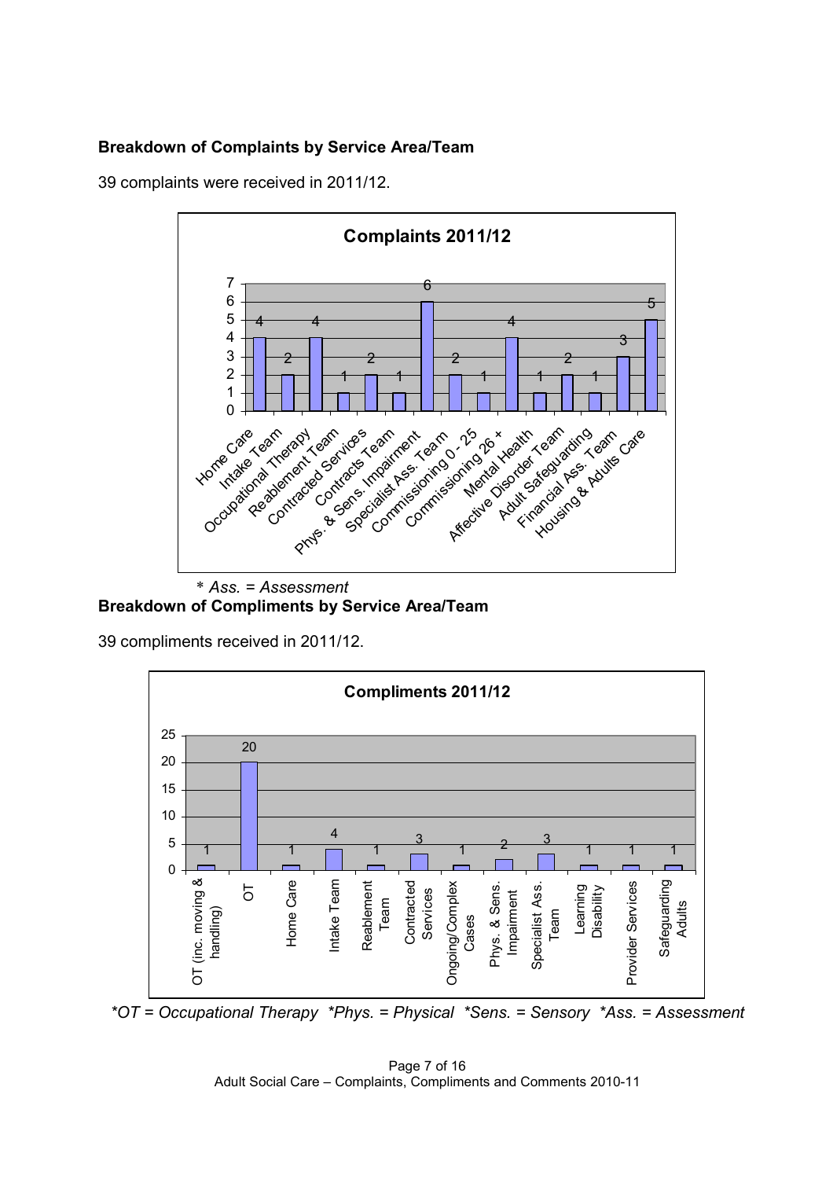**Breakdown of Complaints by Service Area/Team**

39 complaints were received in 2011/12.

**Complaints 2011/12**

| Service Area/Team | Complaints |
|---|---|
| Home Care | 4 |
| Intake Team | 2 |
| Occupational Therapy | 4 |
| Reablement Team | 1 |
| Contracted Services | 2 |
| Contracts Team | 1 |
| Phys. & Sens. Impairment | 6 |
| Specialist Ass. Team | 2 |
| Commissioning 0 - 25 | 1 |
| Commissioning 26 + | 4 |
| Mental Health | 1 |
| Affective Disorder Team | 2 |
| Adult Safeguarding | 1 |
| Financial Ass. Team | 3 |
| Housing & Adults Care | 5 |

*\* Ass. = Assessment*

**Breakdown of Compliments by Service Area/Team**

39 compliments received in 2011/12.

**Compliments 2011/12**

| Service Area/Team | Compliments |
|---|---|
| OT (inc. moving & handling) | 1 |
| OT | 20 |
| Home Care | 1 |
| Intake Team | 4 |
| Reablement Team | 1 |
| Contracted Services | 3 |
| Ongoing/Complex Cases | 1 |
| Phys. & Sens. Impairment | 2 |
| Specialist Ass. Team | 3 |
| Learning Disability | 1 |
| Provider Services | 1 |
| Safeguarding Adults | 1 |

*\*OT = Occupational Therapy \*Phys. = Physical \*Sens. = Sensory \*Ass. = Assessment*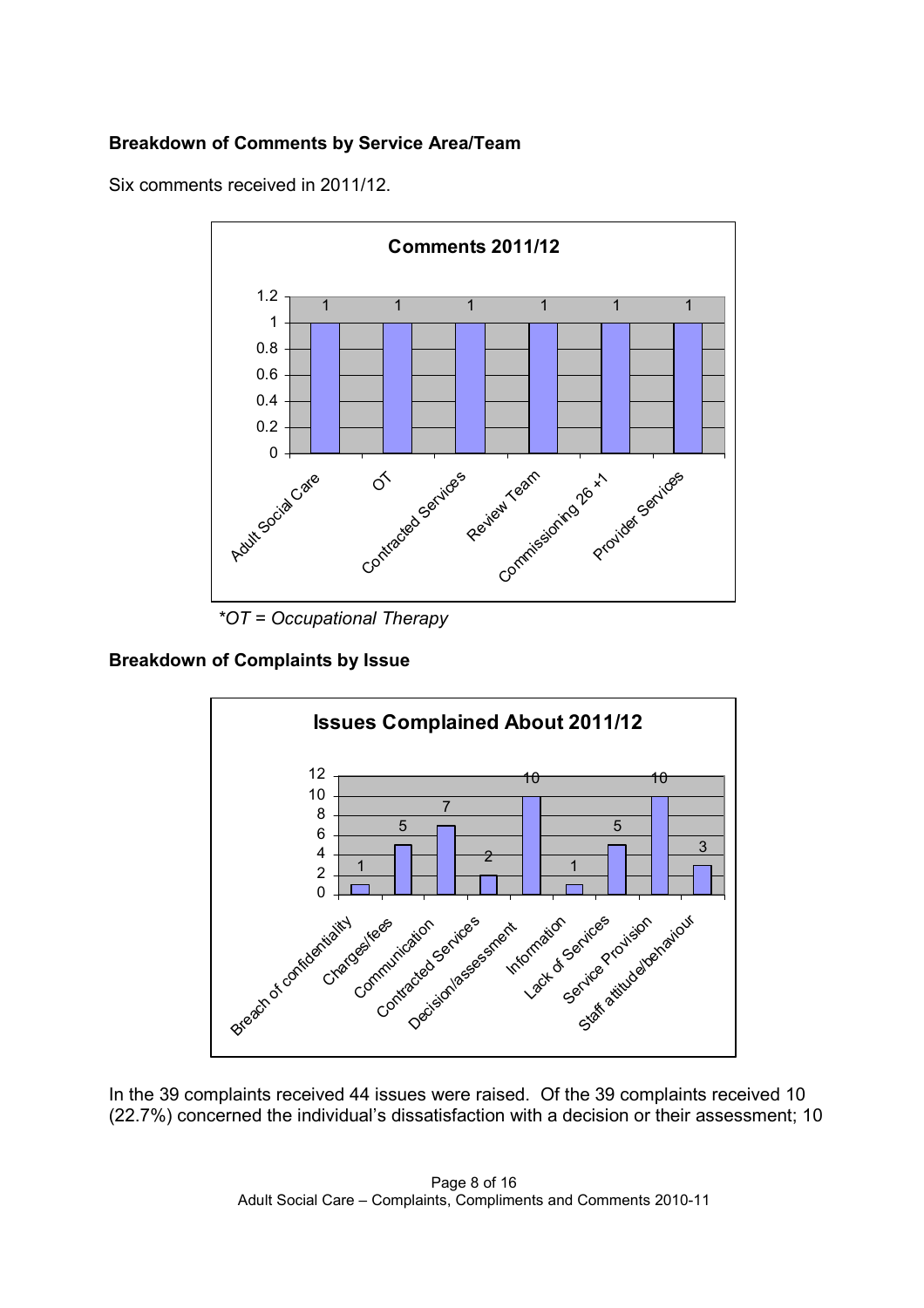**Breakdown of Comments by Service Area/Team**

Six comments received in 2011/12.

**Comments 2011/12**

| Service Area/Team | Comments |
|---|---|
| Adult Social Care | 1 |
| OT | 1 |
| Contracted Services | 1 |
| Review Team | 1 |
| Commissioning 26 +1 | 1 |
| Provider Services | 1 |

*\*OT = Occupational Therapy*

**Breakdown of Complaints by Issue**

**Issues Complained About 2011/12**

| Issue | Number |
|---|---|
| Breach of confidentiality | 1 |
| Charges/fees | 5 |
| Communication | 7 |
| Contracted Services | 2 |
| Decision/assessment | 10 |
| Information | 1 |
| Lack of Services | 5 |
| Service Provision | 10 |
| Staff attitude/behaviour | 3 |

In the 39 complaints received 44 issues were raised. Of the 39 complaints received 10 (22.7%) concerned the individual's dissatisfaction with a decision or their assessment; 10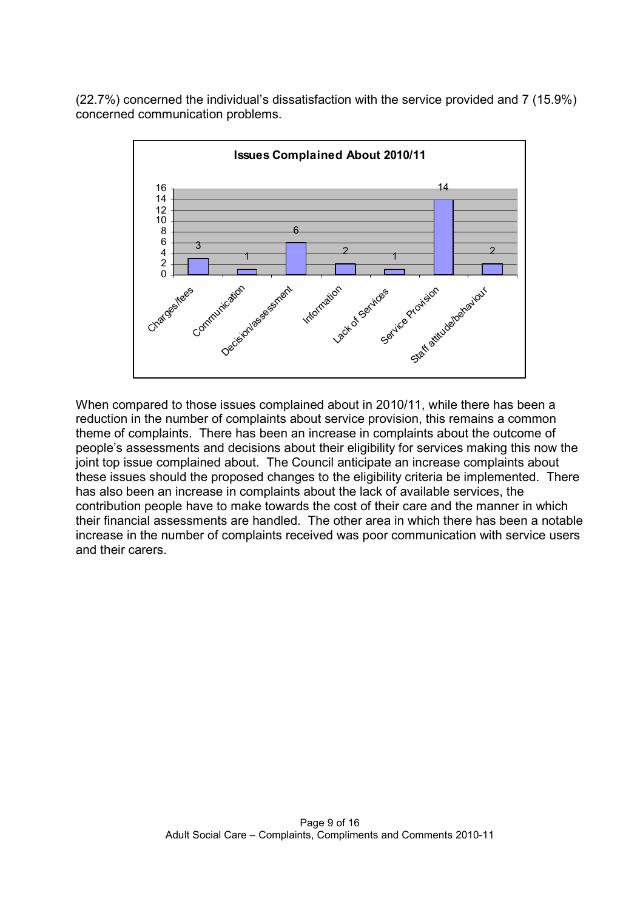(22.7%) concerned the individual's dissatisfaction with the service provided and 7 (15.9%) concerned communication problems.

**Issues Complained About 2010/11**

| Issue | Number |
|---|---|
| Charges/fees | 3 |
| Communication | 1 |
| Decision/assessment | 6 |
| Information | 2 |
| Lack of Services | 1 |
| Service Provision | 14 |
| Staff attitude/behaviour | 2 |

When compared to those issues complained about in 2010/11, while there has been a reduction in the number of complaints about service provision, this remains a common theme of complaints. There has been an increase in complaints about the outcome of people's assessments and decisions about their eligibility for services making this now the joint top issue complained about. The Council anticipate an increase complaints about these issues should the proposed changes to the eligibility criteria be implemented. There has also been an increase in complaints about the lack of available services, the contribution people have to make towards the cost of their care and the manner in which their financial assessments are handled. The other area in which there has been a notable increase in the number of complaints received was poor communication with service users and their carers.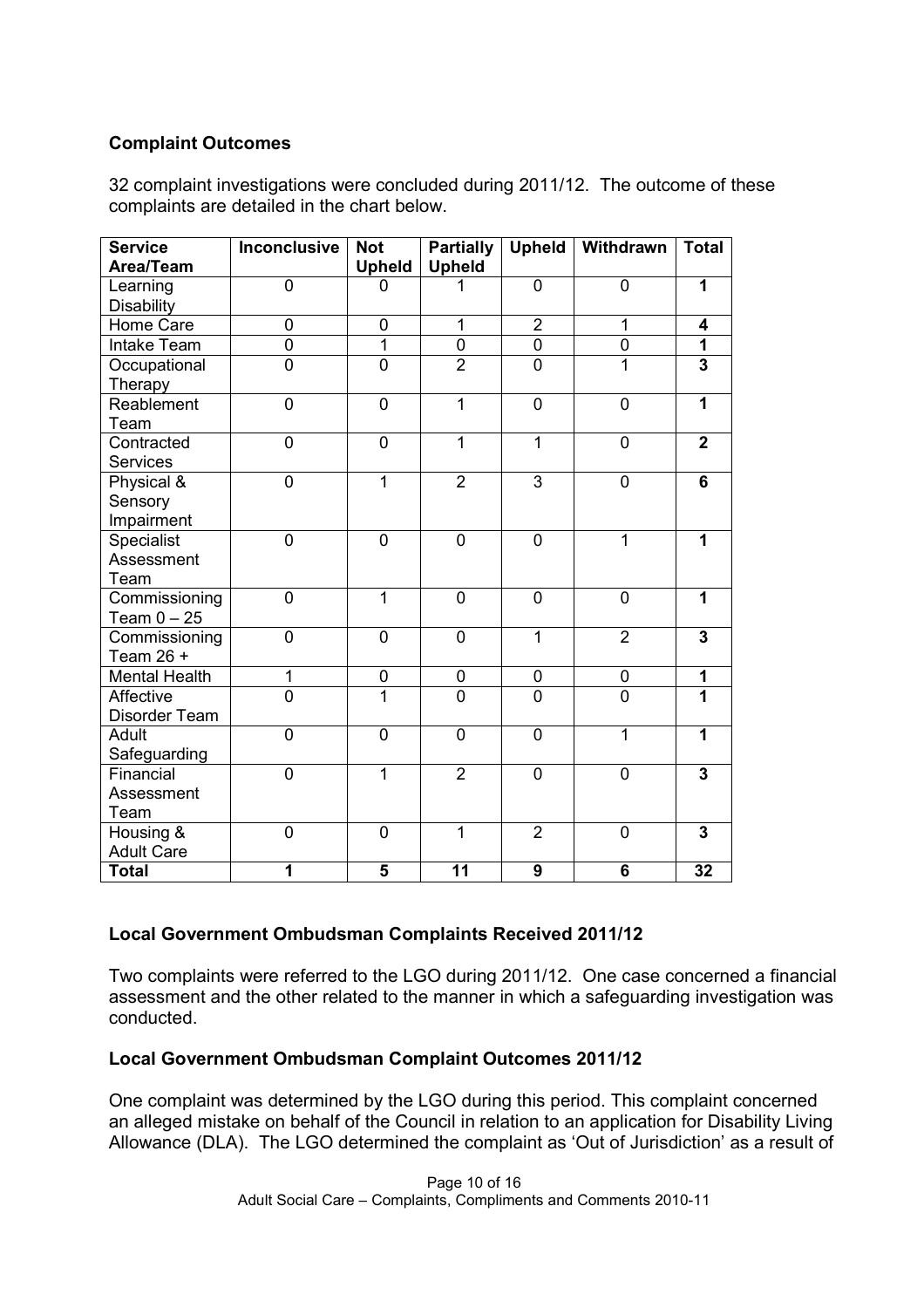## Complaint Outcomes

32 complaint investigations were concluded during 2011/12. The outcome of these complaints are detailed in the chart below.

| Service Area/Team | Inconclusive | Not Upheld | Partially Upheld | Upheld | Withdrawn | Total |
|---|---|---|---|---|---|---|
| Learning Disability | 0 | 0 | 1 | 0 | 0 | **1** |
| Home Care | 0 | 0 | 1 | 2 | 1 | **4** |
| Intake Team | 0 | 1 | 0 | 0 | 0 | **1** |
| Occupational Therapy | 0 | 0 | 2 | 0 | 1 | **3** |
| Reablement Team | 0 | 0 | 1 | 0 | 0 | **1** |
| Contracted Services | 0 | 0 | 1 | 1 | 0 | **2** |
| Physical & Sensory Impairment | 0 | 1 | 2 | 3 | 0 | **6** |
| Specialist Assessment Team | 0 | 0 | 0 | 0 | 1 | **1** |
| Commissioning Team 0 – 25 | 0 | 1 | 0 | 0 | 0 | **1** |
| Commissioning Team 26 + | 0 | 0 | 0 | 1 | 2 | **3** |
| Mental Health | 1 | 0 | 0 | 0 | 0 | **1** |
| Affective Disorder Team | 0 | 1 | 0 | 0 | 0 | **1** |
| Adult Safeguarding | 0 | 0 | 0 | 0 | 1 | **1** |
| Financial Assessment Team | 0 | 1 | 2 | 0 | 0 | **3** |
| Housing & Adult Care | 0 | 0 | 1 | 2 | 0 | **3** |
| **Total** | **1** | **5** | **11** | **9** | **6** | **32** |

## Local Government Ombudsman Complaints Received 2011/12

Two complaints were referred to the LGO during 2011/12. One case concerned a financial assessment and the other related to the manner in which a safeguarding investigation was conducted.

## Local Government Ombudsman Complaint Outcomes 2011/12

One complaint was determined by the LGO during this period. This complaint concerned an alleged mistake on behalf of the Council in relation to an application for Disability Living Allowance (DLA). The LGO determined the complaint as 'Out of Jurisdiction' as a result of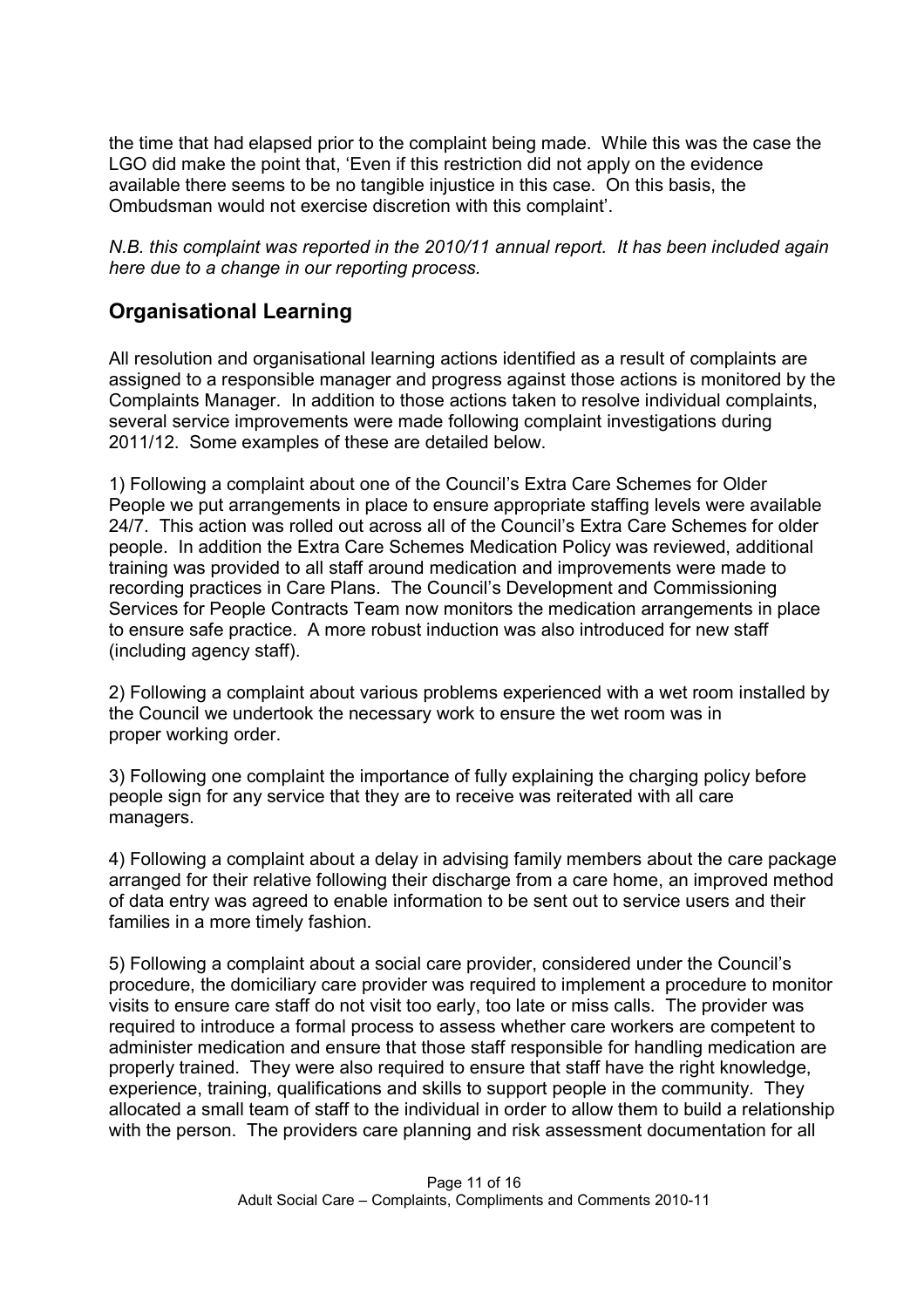the time that had elapsed prior to the complaint being made. While this was the case the LGO did make the point that, 'Even if this restriction did not apply on the evidence available there seems to be no tangible injustice in this case. On this basis, the Ombudsman would not exercise discretion with this complaint'.

*N.B. this complaint was reported in the 2010/11 annual report. It has been included again here due to a change in our reporting process.*

## Organisational Learning

All resolution and organisational learning actions identified as a result of complaints are assigned to a responsible manager and progress against those actions is monitored by the Complaints Manager. In addition to those actions taken to resolve individual complaints, several service improvements were made following complaint investigations during 2011/12. Some examples of these are detailed below.

1) Following a complaint about one of the Council's Extra Care Schemes for Older People we put arrangements in place to ensure appropriate staffing levels were available 24/7. This action was rolled out across all of the Council's Extra Care Schemes for older people. In addition the Extra Care Schemes Medication Policy was reviewed, additional training was provided to all staff around medication and improvements were made to recording practices in Care Plans. The Council's Development and Commissioning Services for People Contracts Team now monitors the medication arrangements in place to ensure safe practice. A more robust induction was also introduced for new staff (including agency staff).

2) Following a complaint about various problems experienced with a wet room installed by the Council we undertook the necessary work to ensure the wet room was in proper working order.

3) Following one complaint the importance of fully explaining the charging policy before people sign for any service that they are to receive was reiterated with all care managers.

4) Following a complaint about a delay in advising family members about the care package arranged for their relative following their discharge from a care home, an improved method of data entry was agreed to enable information to be sent out to service users and their families in a more timely fashion.

5) Following a complaint about a social care provider, considered under the Council's procedure, the domiciliary care provider was required to implement a procedure to monitor visits to ensure care staff do not visit too early, too late or miss calls. The provider was required to introduce a formal process to assess whether care workers are competent to administer medication and ensure that those staff responsible for handling medication are properly trained. They were also required to ensure that staff have the right knowledge, experience, training, qualifications and skills to support people in the community. They allocated a small team of staff to the individual in order to allow them to build a relationship with the person. The providers care planning and risk assessment documentation for all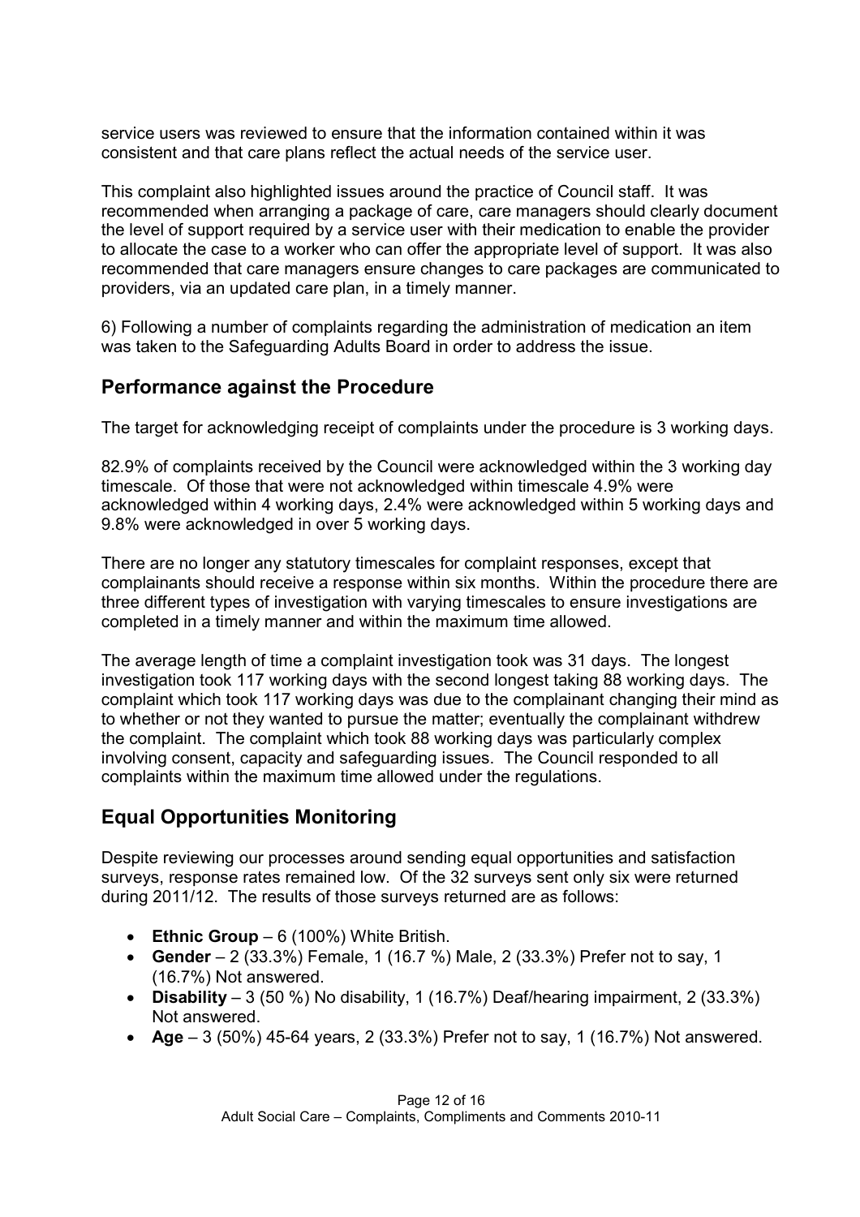service users was reviewed to ensure that the information contained within it was consistent and that care plans reflect the actual needs of the service user.

This complaint also highlighted issues around the practice of Council staff. It was recommended when arranging a package of care, care managers should clearly document the level of support required by a service user with their medication to enable the provider to allocate the case to a worker who can offer the appropriate level of support. It was also recommended that care managers ensure changes to care packages are communicated to providers, via an updated care plan, in a timely manner.

6) Following a number of complaints regarding the administration of medication an item was taken to the Safeguarding Adults Board in order to address the issue.

## Performance against the Procedure

The target for acknowledging receipt of complaints under the procedure is 3 working days.

82.9% of complaints received by the Council were acknowledged within the 3 working day timescale. Of those that were not acknowledged within timescale 4.9% were acknowledged within 4 working days, 2.4% were acknowledged within 5 working days and 9.8% were acknowledged in over 5 working days.

There are no longer any statutory timescales for complaint responses, except that complainants should receive a response within six months. Within the procedure there are three different types of investigation with varying timescales to ensure investigations are completed in a timely manner and within the maximum time allowed.

The average length of time a complaint investigation took was 31 days. The longest investigation took 117 working days with the second longest taking 88 working days. The complaint which took 117 working days was due to the complainant changing their mind as to whether or not they wanted to pursue the matter; eventually the complainant withdrew the complaint. The complaint which took 88 working days was particularly complex involving consent, capacity and safeguarding issues. The Council responded to all complaints within the maximum time allowed under the regulations.

## Equal Opportunities Monitoring

Despite reviewing our processes around sending equal opportunities and satisfaction surveys, response rates remained low. Of the 32 surveys sent only six were returned during 2011/12. The results of those surveys returned are as follows:

- **Ethnic Group** – 6 (100%) White British.
- **Gender** – 2 (33.3%) Female, 1 (16.7 %) Male, 2 (33.3%) Prefer not to say, 1 (16.7%) Not answered.
- **Disability** – 3 (50 %) No disability, 1 (16.7%) Deaf/hearing impairment, 2 (33.3%) Not answered.
- **Age** – 3 (50%) 45-64 years, 2 (33.3%) Prefer not to say, 1 (16.7%) Not answered.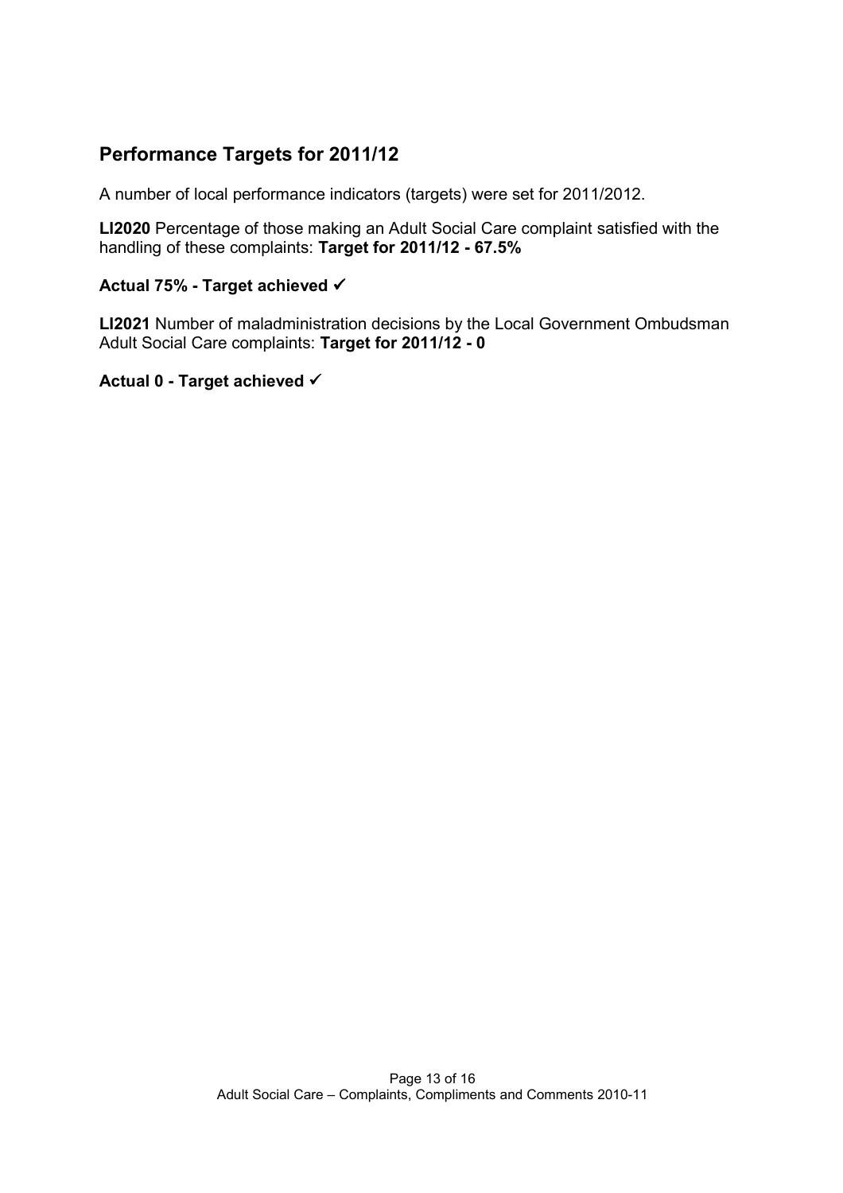## Performance Targets for 2011/12

A number of local performance indicators (targets) were set for 2011/2012.

**LI2020** Percentage of those making an Adult Social Care complaint satisfied with the handling of these complaints: **Target for 2011/12 - 67.5%**

**Actual 75% - Target achieved ✓**

**LI2021** Number of maladministration decisions by the Local Government Ombudsman Adult Social Care complaints: **Target for 2011/12 - 0**

**Actual 0 - Target achieved ✓**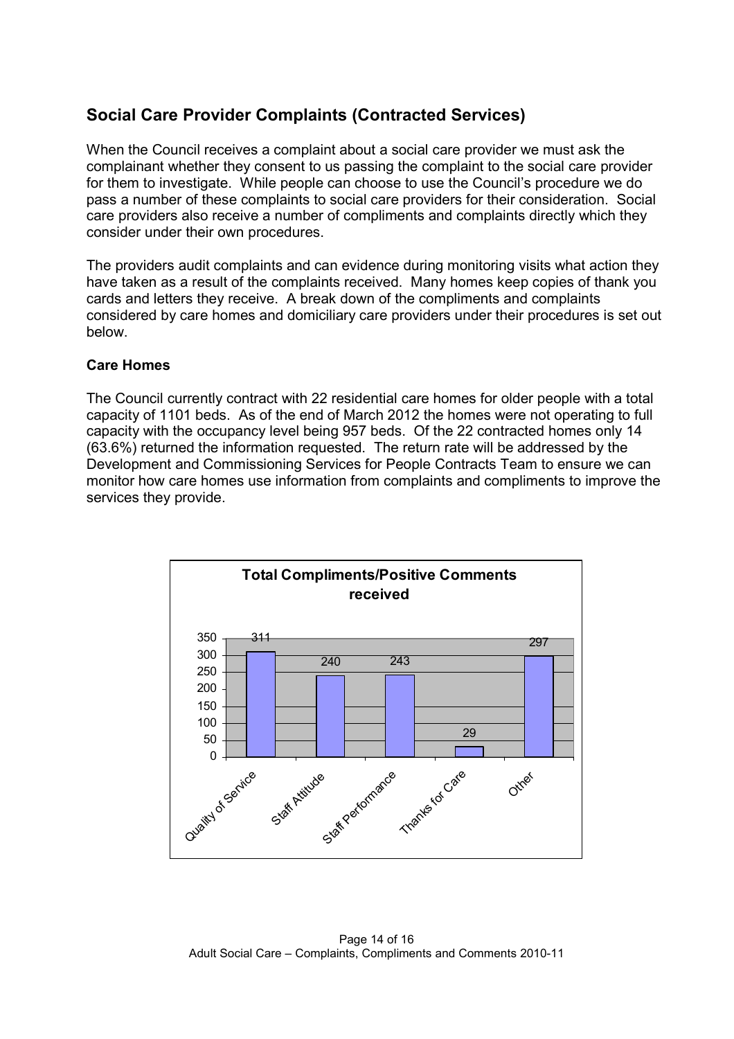## Social Care Provider Complaints (Contracted Services)

When the Council receives a complaint about a social care provider we must ask the complainant whether they consent to us passing the complaint to the social care provider for them to investigate. While people can choose to use the Council's procedure we do pass a number of these complaints to social care providers for their consideration. Social care providers also receive a number of compliments and complaints directly which they consider under their own procedures.

The providers audit complaints and can evidence during monitoring visits what action they have taken as a result of the complaints received. Many homes keep copies of thank you cards and letters they receive. A break down of the compliments and complaints considered by care homes and domiciliary care providers under their procedures is set out below.

### Care Homes

The Council currently contract with 22 residential care homes for older people with a total capacity of 1101 beds. As of the end of March 2012 the homes were not operating to full capacity with the occupancy level being 957 beds. Of the 22 contracted homes only 14 (63.6%) returned the information requested. The return rate will be addressed by the Development and Commissioning Services for People Contracts Team to ensure we can monitor how care homes use information from complaints and compliments to improve the services they provide.

**Total Compliments/Positive Comments received**

| Category | Number |
|---|---|
| Quality of Service | 311 |
| Staff Attitude | 240 |
| Staff Performance | 243 |
| Thanks for Care | 29 |
| Other | 297 |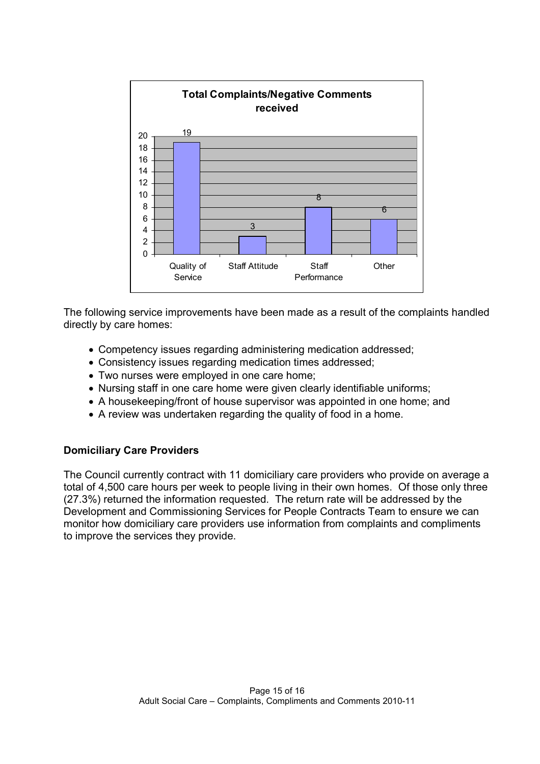**Total Complaints/Negative Comments received**

| Category | Number |
|---|---|
| Quality of Service | 19 |
| Staff Attitude | 3 |
| Staff Performance | 8 |
| Other | 6 |

The following service improvements have been made as a result of the complaints handled directly by care homes:

- Competency issues regarding administering medication addressed;
- Consistency issues regarding medication times addressed;
- Two nurses were employed in one care home;
- Nursing staff in one care home were given clearly identifiable uniforms;
- A housekeeping/front of house supervisor was appointed in one home; and
- A review was undertaken regarding the quality of food in a home.

**Domiciliary Care Providers**

The Council currently contract with 11 domiciliary care providers who provide on average a total of 4,500 care hours per week to people living in their own homes. Of those only three (27.3%) returned the information requested. The return rate will be addressed by the Development and Commissioning Services for People Contracts Team to ensure we can monitor how domiciliary care providers use information from complaints and compliments to improve the services they provide.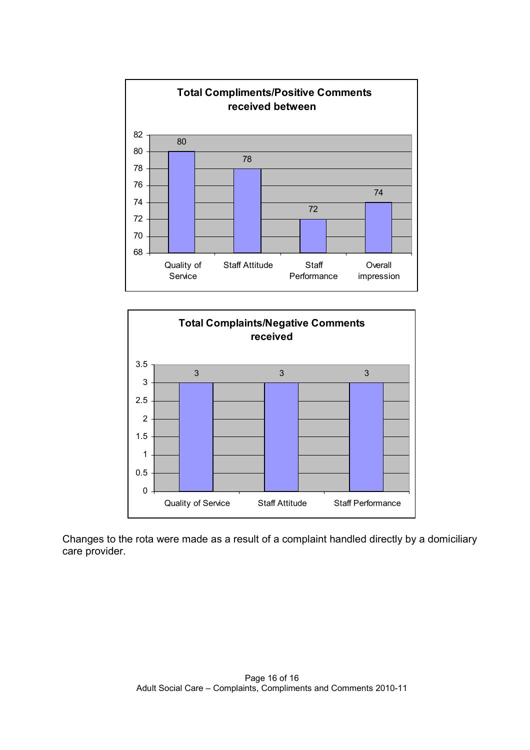**Total Compliments/Positive Comments received between**

82
80
78
76
74
72
70
68

80
78
72
74

Quality of Service
Staff Attitude
Staff Performance
Overall impression

**Total Complaints/Negative Comments received**

3.5
3
2.5
2
1.5
1
0.5
0

3
3
3

Quality of Service
Staff Attitude
Staff Performance

Changes to the rota were made as a result of a complaint handled directly by a domiciliary care provider.